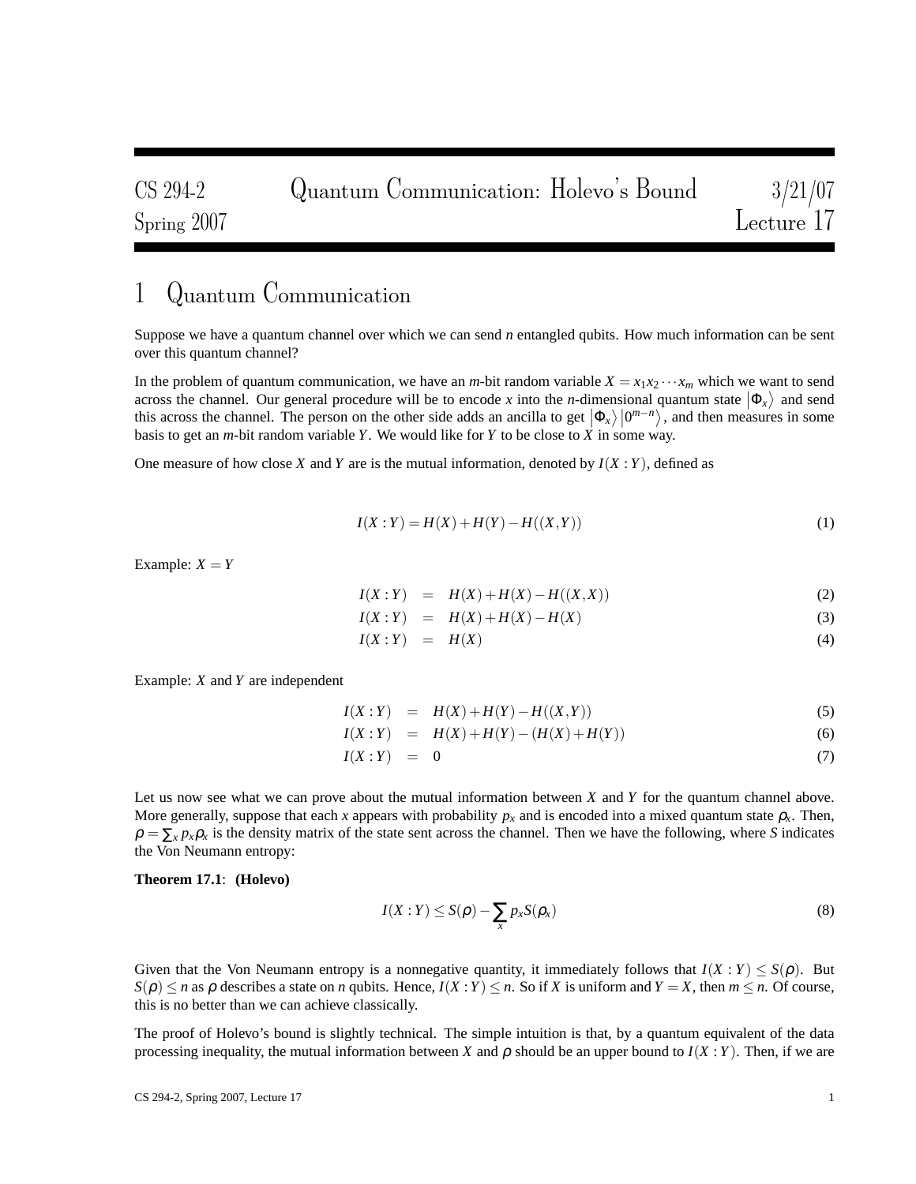CS 294-2 Quantum Communication: Holevo's Bound 3/21/07
Spring 2007 Lecture 17

# 1 Quantum Communication

Suppose we have a quantum channel over which we can send $n$ entangled qubits. How much information can be sent over this quantum channel?

In the problem of quantum communication, we have an $m$-bit random variable $X = x_1 x_2 \cdots x_m$ which we want to send across the channel. Our general procedure will be to encode $x$ into the $n$-dimensional quantum state $|\Phi_x\rangle$ and send this across the channel. The person on the other side adds an ancilla to get $|\Phi_x\rangle |0^{m-n}\rangle$, and then measures in some basis to get an $m$-bit random variable $Y$. We would like for $Y$ to be close to $X$ in some way.

One measure of how close $X$ and $Y$ are is the mutual information, denoted by $I(X:Y)$, defined as

$$I(X:Y) = H(X) + H(Y) - H((X,Y)) \tag{1}$$

Example: $X = Y$

$$I(X:Y) = H(X) + H(X) - H((X,X)) \tag{2}$$

$$I(X:Y) = H(X) + H(X) - H(X) \tag{3}$$

$$I(X:Y) = H(X) \tag{4}$$

Example: $X$ and $Y$ are independent

$$I(X:Y) = H(X) + H(Y) - H((X,Y)) \tag{5}$$

$$I(X:Y) = H(X) + H(Y) - (H(X) + H(Y)) \tag{6}$$

$$I(X:Y) = 0 \tag{7}$$

Let us now see what we can prove about the mutual information between $X$ and $Y$ for the quantum channel above. More generally, suppose that each $x$ appears with probability $p_x$ and is encoded into a mixed quantum state $\rho_x$. Then, $\rho = \sum_x p_x \rho_x$ is the density matrix of the state sent across the channel. Then we have the following, where $S$ indicates the Von Neumann entropy:

**Theorem 17.1**: **(Holevo)**

$$I(X:Y) \leq S(\rho) - \sum_x p_x S(\rho_x) \tag{8}$$

Given that the Von Neumann entropy is a nonnegative quantity, it immediately follows that $I(X:Y) \leq S(\rho)$. But $S(\rho) \leq n$ as $\rho$ describes a state on $n$ qubits. Hence, $I(X:Y) \leq n$. So if $X$ is uniform and $Y = X$, then $m \leq n$. Of course, this is no better than we can achieve classically.

The proof of Holevo's bound is slightly technical. The simple intuition is that, by a quantum equivalent of the data processing inequality, the mutual information between $X$ and $\rho$ should be an upper bound to $I(X:Y)$. Then, if we are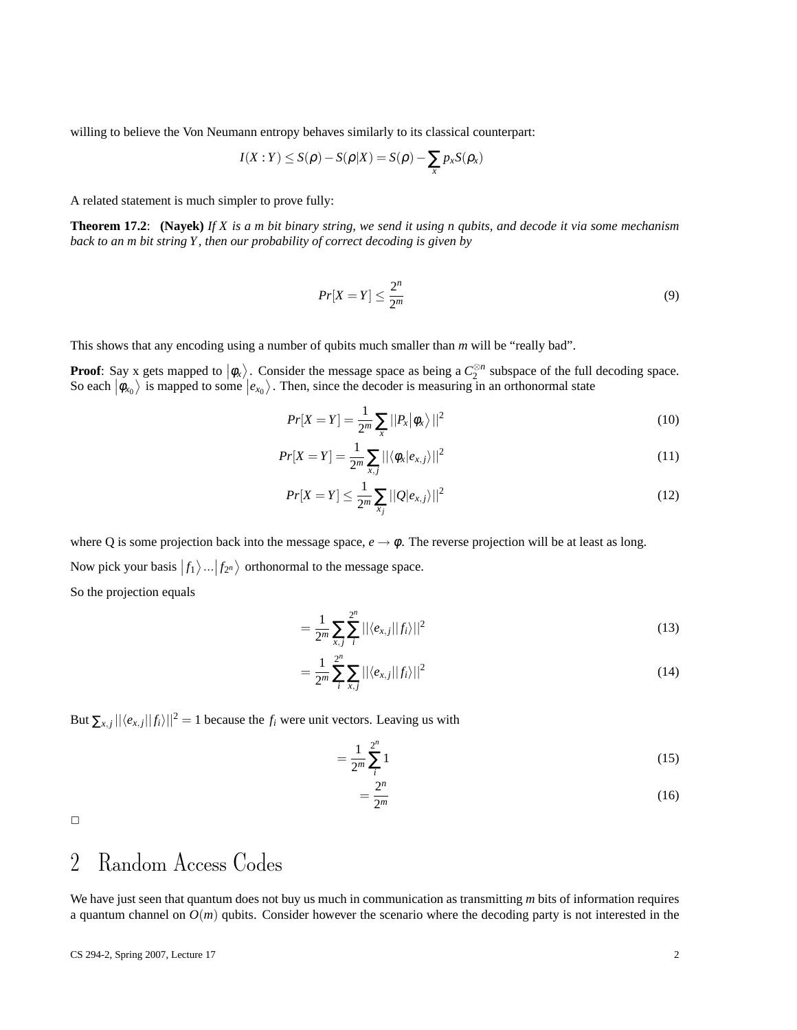willing to believe the Von Neumann entropy behaves similarly to its classical counterpart:

$$I(X:Y) \leq S(\rho) - S(\rho|X) = S(\rho) - \sum_x p_x S(\rho_x)$$

A related statement is much simpler to prove fully:

**Theorem 17.2**: **(Nayek)** *If $X$ is a m bit binary string, we send it using n qubits, and decode it via some mechanism back to an m bit string $Y$, then our probability of correct decoding is given by*

$$Pr[X=Y] \leq \frac{2^n}{2^m} \tag{9}$$

This shows that any encoding using a number of qubits much smaller than $m$ will be "really bad".

**Proof**: Say x gets mapped to $|\phi_x\rangle$. Consider the message space as being a $C_2^{\otimes n}$ subspace of the full decoding space. So each $|\phi_{x_0}\rangle$ is mapped to some $|e_{x_0}\rangle$. Then, since the decoder is measuring in an orthonormal state

$$Pr[X=Y] = \frac{1}{2^m}\sum_x ||P_x|\phi_x\rangle||^2 \tag{10}$$

$$Pr[X=Y] = \frac{1}{2^m}\sum_{x,j} ||\langle\phi_x|e_{x,j}\rangle||^2 \tag{11}$$

$$Pr[X=Y] \leq \frac{1}{2^m}\sum_{x_j} ||Q|e_{x,j}\rangle||^2 \tag{12}$$

where Q is some projection back into the message space, $e \rightarrow \phi$. The reverse projection will be at least as long.

Now pick your basis $|f_1\rangle ... |f_{2^n}\rangle$ orthonormal to the message space.

So the projection equals

$$= \frac{1}{2^m}\sum_{x,j}\sum_i^{2^n} ||\langle e_{x,j}||f_i\rangle||^2 \tag{13}$$

$$= \frac{1}{2^m}\sum_i^{2^n}\sum_{x,j} ||\langle e_{x,j}||f_i\rangle||^2 \tag{14}$$

But $\sum_{x,j} ||\langle e_{x,j}||f_i\rangle||^2 = 1$ because the $f_i$ were unit vectors. Leaving us with

$$= \frac{1}{2^m}\sum_i^{2^n} 1 \tag{15}$$

$$= \frac{2^n}{2^m} \tag{16}$$

□

# 2 Random Access Codes

We have just seen that quantum does not buy us much in communication as transmitting $m$ bits of information requires a quantum channel on $O(m)$ qubits. Consider however the scenario where the decoding party is not interested in the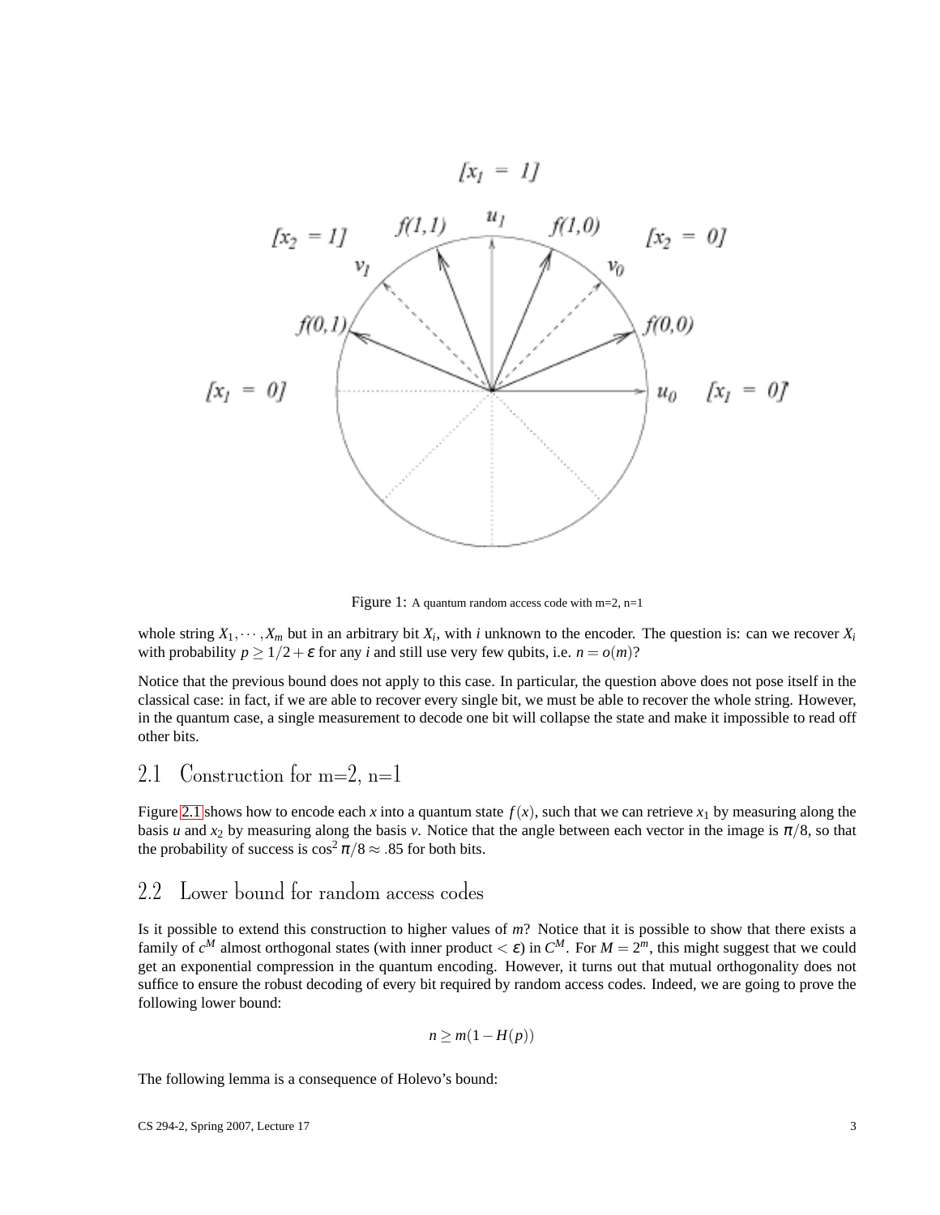Figure 1: A quantum random access code with m=2, n=1

whole string $X_1, \cdots, X_m$ but in an arbitrary bit $X_i$, with $i$ unknown to the encoder. The question is: can we recover $X_i$ with probability $p \geq 1/2 + \varepsilon$ for any $i$ and still use very few qubits, i.e. $n = o(m)$?

Notice that the previous bound does not apply to this case. In particular, the question above does not pose itself in the classical case: in fact, if we are able to recover every single bit, we must be able to recover the whole string. However, in the quantum case, a single measurement to decode one bit will collapse the state and make it impossible to read off other bits.

## 2.1 Construction for m=2, n=1

Figure 2.1 shows how to encode each $x$ into a quantum state $f(x)$, such that we can retrieve $x_1$ by measuring along the basis $u$ and $x_2$ by measuring along the basis $v$. Notice that the angle between each vector in the image is $\pi/8$, so that the probability of success is $\cos^2 \pi/8 \approx .85$ for both bits.

## 2.2 Lower bound for random access codes

Is it possible to extend this construction to higher values of $m$? Notice that it is possible to show that there exists a family of $c^M$ almost orthogonal states (with inner product $< \varepsilon$) in $C^M$. For $M = 2^m$, this might suggest that we could get an exponential compression in the quantum encoding. However, it turns out that mutual orthogonality does not suffice to ensure the robust decoding of every bit required by random access codes. Indeed, we are going to prove the following lower bound:

$$n \geq m(1 - H(p))$$

The following lemma is a consequence of Holevo's bound: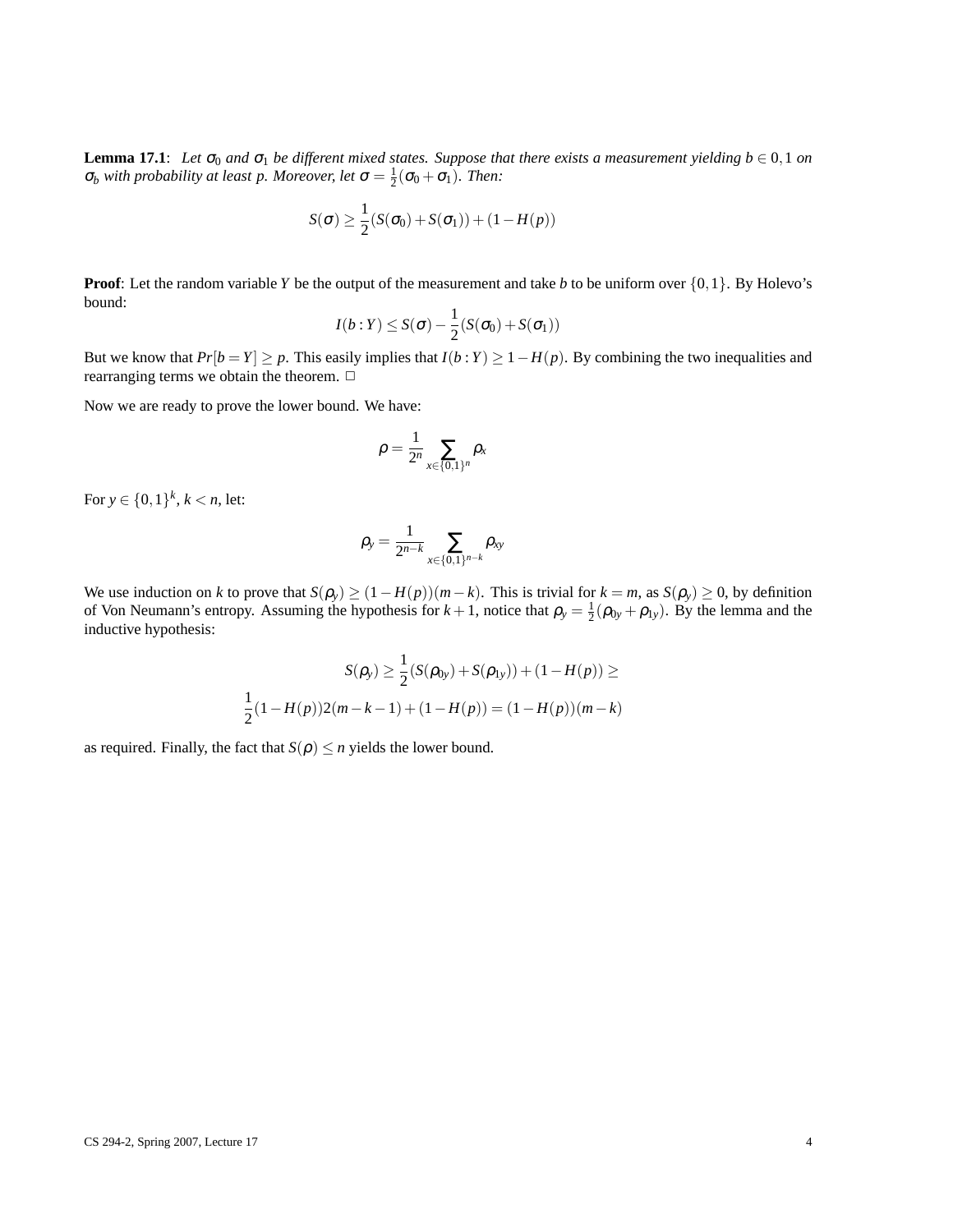**Lemma 17.1**: *Let $\sigma_0$ and $\sigma_1$ be different mixed states. Suppose that there exists a measurement yielding $b \in 0,1$ on $\sigma_b$ with probability at least $p$. Moreover, let $\sigma = \frac{1}{2}(\sigma_0 + \sigma_1)$. Then:*

$$S(\sigma) \geq \frac{1}{2}(S(\sigma_0) + S(\sigma_1)) + (1 - H(p))$$

**Proof**: Let the random variable $Y$ be the output of the measurement and take $b$ to be uniform over $\{0,1\}$. By Holevo's bound:

$$I(b:Y) \leq S(\sigma) - \frac{1}{2}(S(\sigma_0) + S(\sigma_1))$$

But we know that $Pr[b = Y] \geq p$. This easily implies that $I(b:Y) \geq 1 - H(p)$. By combining the two inequalities and rearranging terms we obtain the theorem. $\square$

Now we are ready to prove the lower bound. We have:

$$\rho = \frac{1}{2^n} \sum_{x \in \{0,1\}^n} \rho_x$$

For $y \in \{0,1\}^k$, $k < n$, let:

$$\rho_y = \frac{1}{2^{n-k}} \sum_{x \in \{0,1\}^{n-k}} \rho_{xy}$$

We use induction on $k$ to prove that $S(\rho_y) \geq (1 - H(p))(m - k)$. This is trivial for $k = m$, as $S(\rho_y) \geq 0$, by definition of Von Neumann's entropy. Assuming the hypothesis for $k + 1$, notice that $\rho_y = \frac{1}{2}(\rho_{0y} + \rho_{1y})$. By the lemma and the inductive hypothesis:

$$S(\rho_y) \geq \frac{1}{2}(S(\rho_{0y}) + S(\rho_{1y})) + (1 - H(p)) \geq$$

$$\frac{1}{2}(1 - H(p))2(m - k - 1) + (1 - H(p)) = (1 - H(p))(m - k)$$

as required. Finally, the fact that $S(\rho) \leq n$ yields the lower bound.